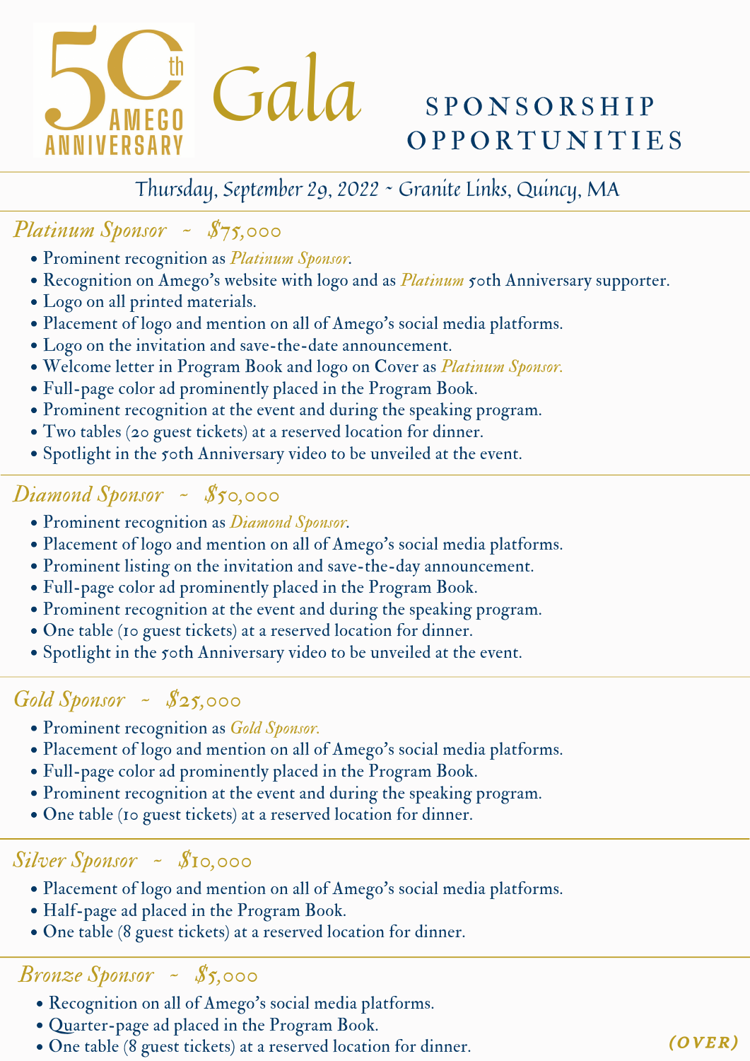# 50th Amego Anniversary Gala

## SPONSORSHIP OPPORTUNITIES

Thursday, September 29, 2022 ~ Granite Links, Quincy, MA

### *Platinum Sponsor ~ $75,000*

- Prominent recognition as *Platinum Sponsor*.
- Recognition on Amego's website with logo and as *Platinum* 50th Anniversary supporter.
- Logo on all printed materials.
- Placement of logo and mention on all of Amego's social media platforms.
- Logo on the invitation and save-the-date announcement.
- Welcome letter in Program Book and logo on Cover as *Platinum Sponsor*.
- Full-page color ad prominently placed in the Program Book.
- Prominent recognition at the event and during the speaking program.
- Two tables (20 guest tickets) at a reserved location for dinner.
- Spotlight in the 50th Anniversary video to be unveiled at the event.

### *Diamond Sponsor ~ $50,000*

- Prominent recognition as *Diamond Sponsor*.
- Placement of logo and mention on all of Amego's social media platforms.
- Prominent listing on the invitation and save-the-day announcement.
- Full-page color ad prominently placed in the Program Book.
- Prominent recognition at the event and during the speaking program.
- One table (10 guest tickets) at a reserved location for dinner.
- Spotlight in the 50th Anniversary video to be unveiled at the event.

### *Gold Sponsor ~ $25,000*

- Prominent recognition as *Gold Sponsor*.
- Placement of logo and mention on all of Amego's social media platforms.
- Full-page color ad prominently placed in the Program Book.
- Prominent recognition at the event and during the speaking program.
- One table (10 guest tickets) at a reserved location for dinner.

### *Silver Sponsor ~ $10,000*

- Placement of logo and mention on all of Amego's social media platforms.
- Half-page ad placed in the Program Book.
- One table (8 guest tickets) at a reserved location for dinner.

### *Bronze Sponsor ~ $5,000*

- Recognition on all of Amego's social media platforms.
- Quarter-page ad placed in the Program Book.
- One table (8 guest tickets) at a reserved location for dinner.

*(OVER)*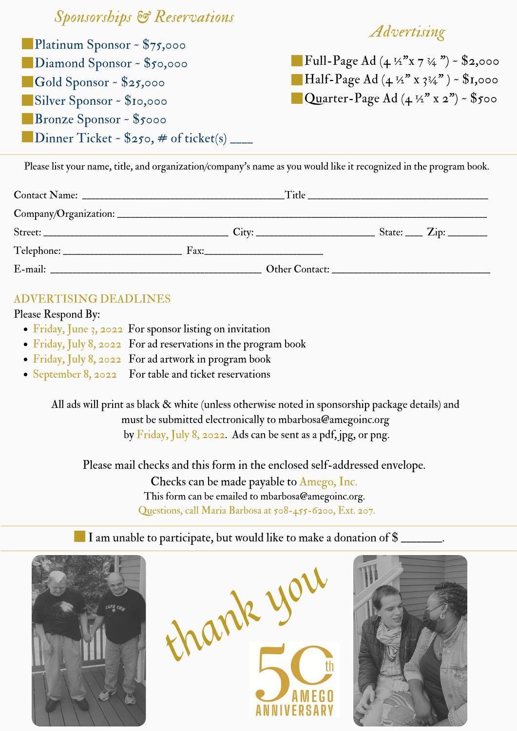## Sponsorships & Reservations

- Platinum Sponsor ~ $75,000
- Diamond Sponsor ~ $50,000
- Gold Sponsor ~ $25,000
- Silver Sponsor ~ $10,000
- Bronze Sponsor ~ $5000
- Dinner Ticket ~ $250, # of ticket(s) ____

## Advertising

- Full-Page Ad (4 ½"x 7 ¾ ") ~ $2,000
- Half-Page Ad (4 ½" x 3¾" ) ~ $1,000
- Quarter-Page Ad (4 ½" x 2") ~ $500

Please list your name, title, and organization/company's name as you would like it recognized in the program book.

Contact Name: ______________________________________ Title __________________________________

Company/Organization: _____________________________________________________________________

Street: __________________________________ City: ______________________ State: ___ Zip: _______

Telephone: ______________________ Fax: ______________________

E-mail: _______________________________________ Other Contact: ______________________________

## ADVERTISING DEADLINES

Please Respond By:

- Friday, June 3, 2022 For sponsor listing on invitation
- Friday, July 8, 2022 For ad reservations in the program book
- Friday, July 8, 2022 For ad artwork in program book
- September 8, 2022 For table and ticket reservations

All ads will print as black & white (unless otherwise noted in sponsorship package details) and must be submitted electronically to mbarbosa@amegoinc.org by Friday, July 8, 2022. Ads can be sent as a pdf, jpg, or png.

Please mail checks and this form in the enclosed self-addressed envelope.
Checks can be made payable to Amego, Inc.
This form can be emailed to mbarbosa@amegoinc.org.
Questions, call Maria Barbosa at 508-455-6200, Ext. 207.

- I am unable to participate, but would like to make a donation of $ _______.

thank you

50th AMEGO ANNIVERSARY